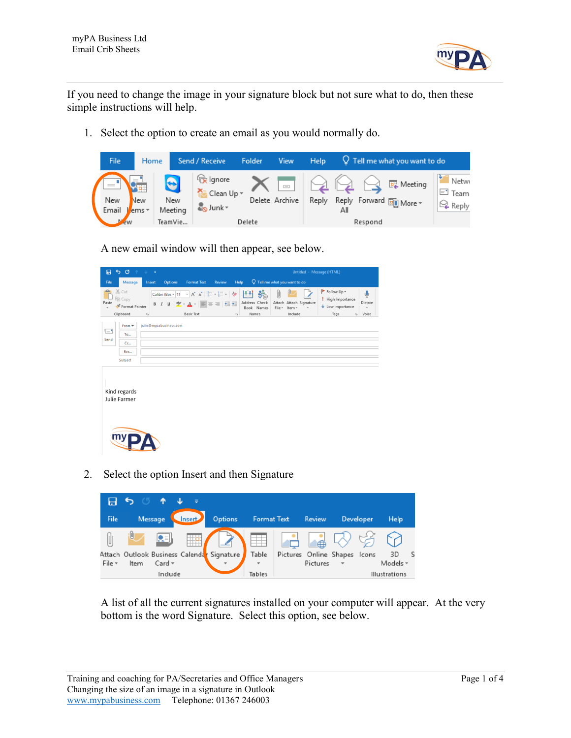If you need to change the image in your signature block but not sure what to do, then these simple instructions will help.

1. Select the option to create an email as you would normally do.

   A new email window will then appear, see below.

2. Select the option Insert and then Signature

   A list of all the current signatures installed on your computer will appear. At the very bottom is the word Signature. Select this option, see below.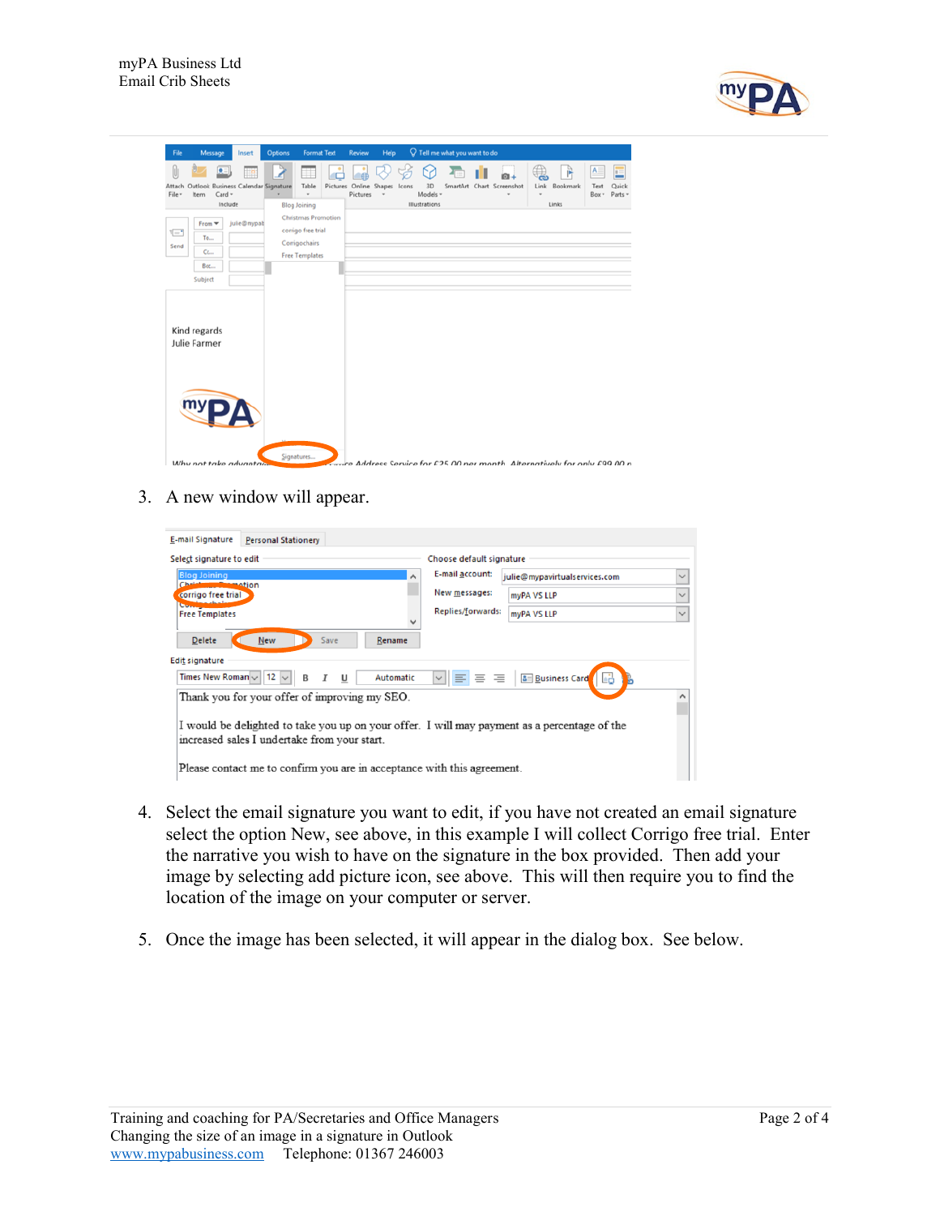3. A new window will appear.

4. Select the email signature you want to edit, if you have not created an email signature select the option New, see above, in this example I will collect Corrigo free trial. Enter the narrative you wish to have on the signature in the box provided. Then add your image by selecting add picture icon, see above. This will then require you to find the location of the image on your computer or server.

5. Once the image has been selected, it will appear in the dialog box. See below.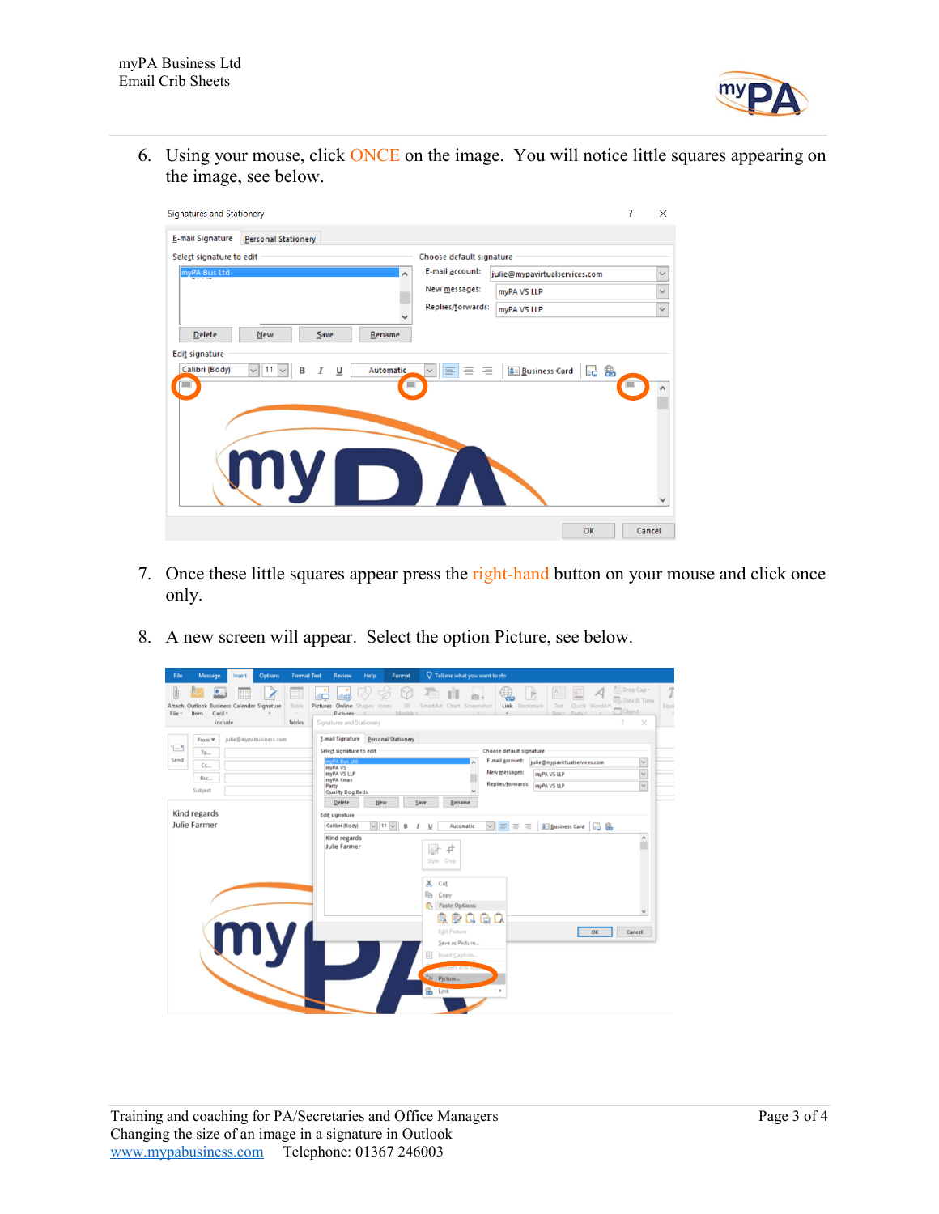6. Using your mouse, click ONCE on the image. You will notice little squares appearing on the image, see below.

7. Once these little squares appear press the right-hand button on your mouse and click once only.

8. A new screen will appear. Select the option Picture, see below.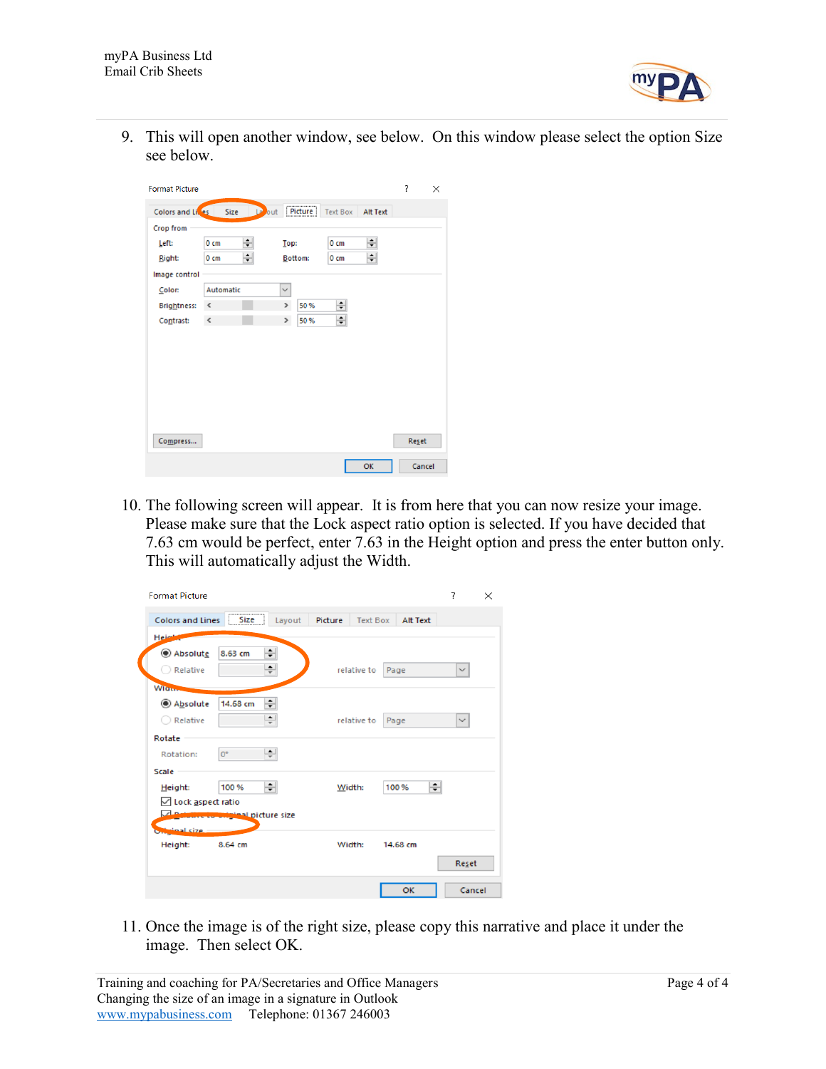9. This will open another window, see below. On this window please select the option Size see below.

10. The following screen will appear. It is from here that you can now resize your image. Please make sure that the Lock aspect ratio option is selected. If you have decided that 7.63 cm would be perfect, enter 7.63 in the Height option and press the enter button only. This will automatically adjust the Width.

11. Once the image is of the right size, please copy this narrative and place it under the image. Then select OK.